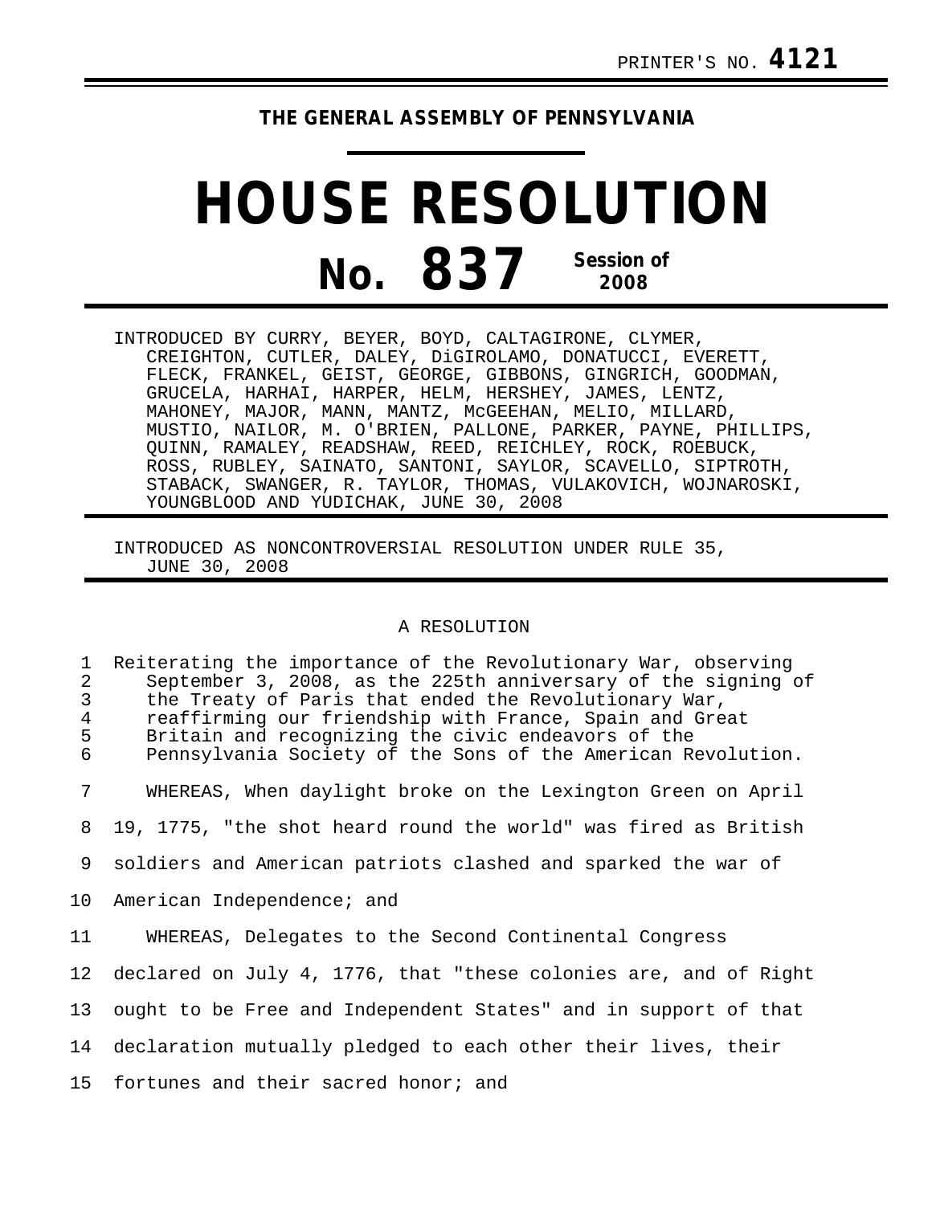PRINTER'S NO. **4121**

**THE GENERAL ASSEMBLY OF PENNSYLVANIA**

# HOUSE RESOLUTION

## No. 837 Session of 2008

INTRODUCED BY CURRY, BEYER, BOYD, CALTAGIRONE, CLYMER, CREIGHTON, CUTLER, DALEY, DiGIROLAMO, DONATUCCI, EVERETT, FLECK, FRANKEL, GEIST, GEORGE, GIBBONS, GINGRICH, GOODMAN, GRUCELA, HARHAI, HARPER, HELM, HERSHEY, JAMES, LENTZ, MAHONEY, MAJOR, MANN, MANTZ, McGEEHAN, MELIO, MILLARD, MUSTIO, NAILOR, M. O'BRIEN, PALLONE, PARKER, PAYNE, PHILLIPS, QUINN, RAMALEY, READSHAW, REED, REICHLEY, ROCK, ROEBUCK, ROSS, RUBLEY, SAINATO, SANTONI, SAYLOR, SCAVELLO, SIPTROTH, STABACK, SWANGER, R. TAYLOR, THOMAS, VULAKOVICH, WOJNAROSKI, YOUNGBLOOD AND YUDICHAK, JUNE 30, 2008

INTRODUCED AS NONCONTROVERSIAL RESOLUTION UNDER RULE 35, JUNE 30, 2008

A RESOLUTION

Reiterating the importance of the Revolutionary War, observing September 3, 2008, as the 225th anniversary of the signing of the Treaty of Paris that ended the Revolutionary War, reaffirming our friendship with France, Spain and Great Britain and recognizing the civic endeavors of the Pennsylvania Society of the Sons of the American Revolution.

WHEREAS, When daylight broke on the Lexington Green on April 19, 1775, "the shot heard round the world" was fired as British soldiers and American patriots clashed and sparked the war of American Independence; and

WHEREAS, Delegates to the Second Continental Congress declared on July 4, 1776, that "these colonies are, and of Right ought to be Free and Independent States" and in support of that declaration mutually pledged to each other their lives, their fortunes and their sacred honor; and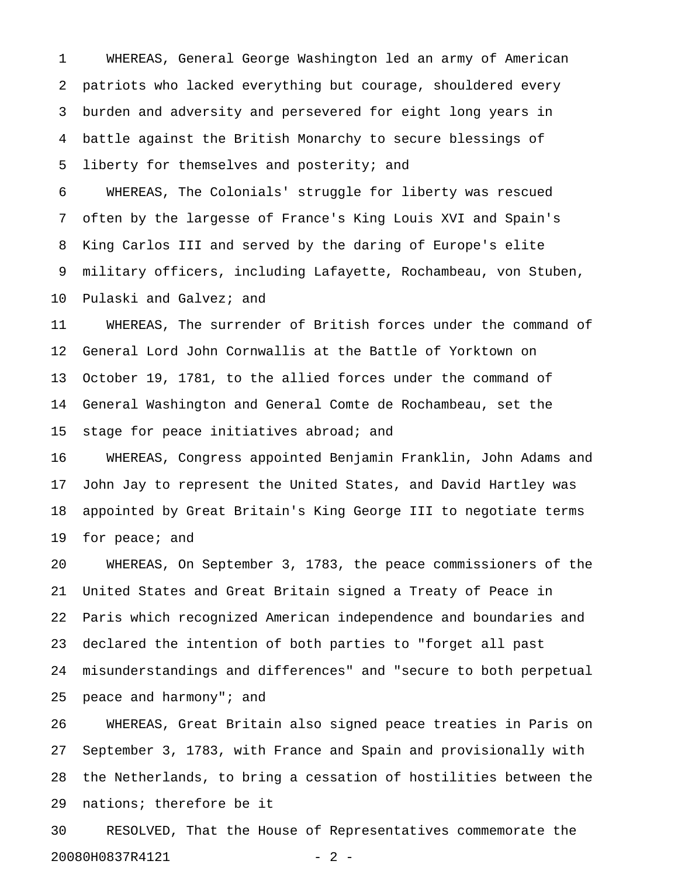WHEREAS, General George Washington led an army of American patriots who lacked everything but courage, shouldered every burden and adversity and persevered for eight long years in battle against the British Monarchy to secure blessings of liberty for themselves and posterity; and

WHEREAS, The Colonials' struggle for liberty was rescued often by the largesse of France's King Louis XVI and Spain's King Carlos III and served by the daring of Europe's elite military officers, including Lafayette, Rochambeau, von Stuben, Pulaski and Galvez; and

WHEREAS, The surrender of British forces under the command of General Lord John Cornwallis at the Battle of Yorktown on October 19, 1781, to the allied forces under the command of General Washington and General Comte de Rochambeau, set the stage for peace initiatives abroad; and

WHEREAS, Congress appointed Benjamin Franklin, John Adams and John Jay to represent the United States, and David Hartley was appointed by Great Britain's King George III to negotiate terms for peace; and

WHEREAS, On September 3, 1783, the peace commissioners of the United States and Great Britain signed a Treaty of Peace in Paris which recognized American independence and boundaries and declared the intention of both parties to "forget all past misunderstandings and differences" and "secure to both perpetual peace and harmony"; and

WHEREAS, Great Britain also signed peace treaties in Paris on September 3, 1783, with France and Spain and provisionally with the Netherlands, to bring a cessation of hostilities between the nations; therefore be it

RESOLVED, That the House of Representatives commemorate the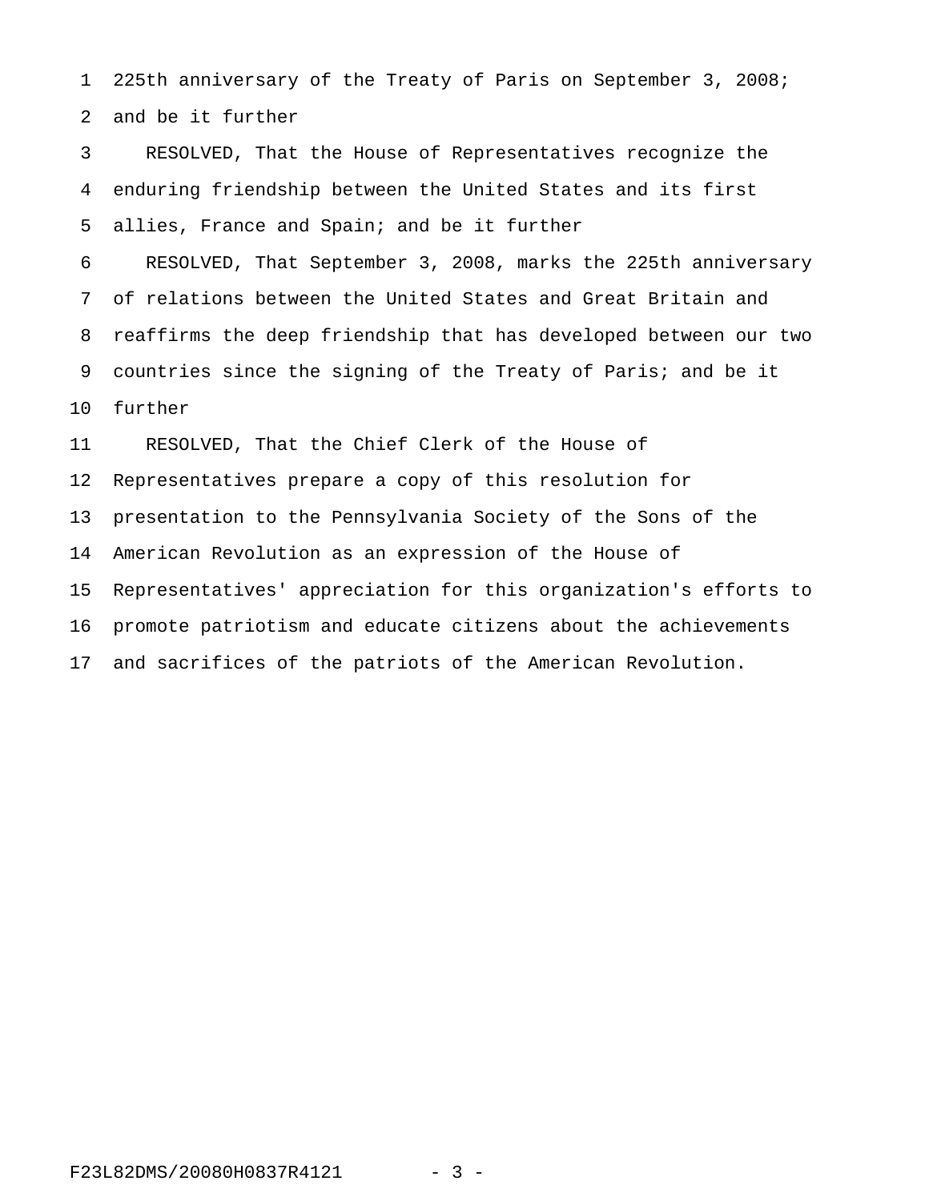225th anniversary of the Treaty of Paris on September 3, 2008; and be it further

RESOLVED, That the House of Representatives recognize the enduring friendship between the United States and its first allies, France and Spain; and be it further

RESOLVED, That September 3, 2008, marks the 225th anniversary of relations between the United States and Great Britain and reaffirms the deep friendship that has developed between our two countries since the signing of the Treaty of Paris; and be it further

RESOLVED, That the Chief Clerk of the House of Representatives prepare a copy of this resolution for presentation to the Pennsylvania Society of the Sons of the American Revolution as an expression of the House of Representatives' appreciation for this organization's efforts to promote patriotism and educate citizens about the achievements and sacrifices of the patriots of the American Revolution.

F23L82DMS/20080H0837R4121